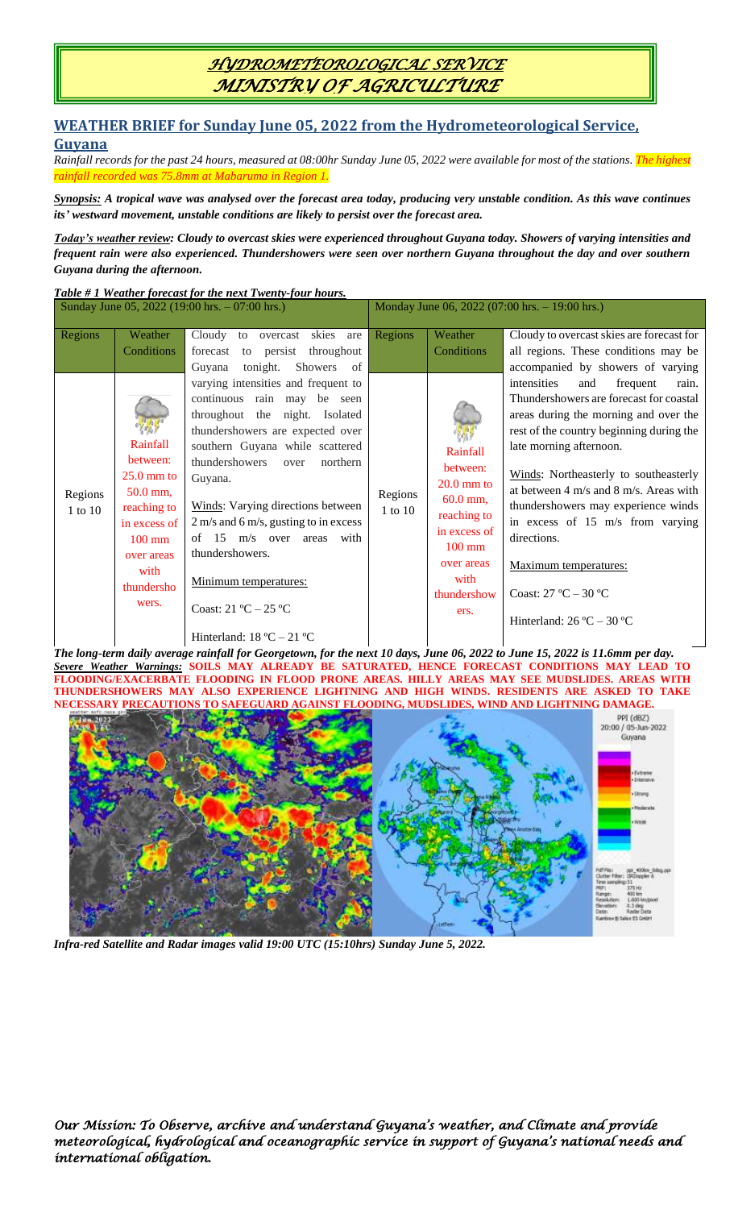# *HYDROMETEOROLOGICAL SERVICE MINISTRY OF AGRICULTURE*

## WEATHER BRIEF for Sunday June 05, 2022 from the Hydrometeorological Service, Guyana

*Rainfall records for the past 24 hours, measured at 08:00hr Sunday June 05, 2022 were available for most of the stations. The highest rainfall recorded was 75.8mm at Mabaruma in Region 1.*

***Synopsis:*** ***A tropical wave was analysed over the forecast area today, producing very unstable condition. As this wave continues its' westward movement, unstable conditions are likely to persist over the forecast area.***

***Today's weather review:*** ***Cloudy to overcast skies were experienced throughout Guyana today. Showers of varying intensities and frequent rain were also experienced. Thundershowers were seen over northern Guyana throughout the day and over southern Guyana during the afternoon.***

***Table # 1 Weather forecast for the next Twenty-four hours.***

| Sunday June 05, 2022 (19:00 hrs. – 07:00 hrs.) | | | Monday June 06, 2022 (07:00 hrs. – 19:00 hrs.) | | |
|---|---|---|---|---|---|
| Regions | Weather Conditions | Cloudy to overcast skies are forecast to persist throughout Guyana tonight. Showers of varying intensities and frequent to continuous rain may be seen throughout the night. Isolated thundershowers are expected over southern Guyana while scattered thundershowers over northern Guyana.<br><br>Winds: Varying directions between 2 m/s and 6 m/s, gusting to in excess of 15 m/s over areas with thundershowers.<br><br>Minimum temperatures:<br><br>Coast: 21 ºC – 25 ºC<br><br>Hinterland: 18 ºC – 21 ºC | Regions | Weather Conditions | Cloudy to overcast skies are forecast for all regions. These conditions may be accompanied by showers of varying intensities and frequent rain. Thundershowers are forecast for coastal areas during the morning and over the rest of the country beginning during the late morning afternoon.<br><br>Winds: Northeasterly to southeasterly at between 4 m/s and 8 m/s. Areas with thundershowers may experience winds in excess of 15 m/s from varying directions.<br><br>Maximum temperatures:<br><br>Coast: 27 ºC – 30 ºC<br><br>Hinterland: 26 ºC – 30 ºC |
| Regions 1 to 10 | Rainfall between: 25.0 mm to 50.0 mm, reaching to in excess of 100 mm over areas with thundershowers. | | Regions 1 to 10 | Rainfall between: 20.0 mm to 60.0 mm, reaching to in excess of 100 mm over areas with thundershowers. | |

***The long-term daily average rainfall for Georgetown, for the next 10 days, June 06, 2022 to June 15, 2022 is 11.6mm per day.***

***Severe Weather Warnings:*** **SOILS MAY ALREADY BE SATURATED, HENCE FORECAST CONDITIONS MAY LEAD TO FLOODING/EXACERBATE FLOODING IN FLOOD PRONE AREAS. HILLY AREAS MAY SEE MUDSLIDES. AREAS WITH THUNDERSHOWERS MAY ALSO EXPERIENCE LIGHTNING AND HIGH WINDS. RESIDENTS ARE ASKED TO TAKE NECESSARY PRECAUTIONS TO SAFEGUARD AGAINST FLOODING, MUDSLIDES, WIND AND LIGHTNING DAMAGE.**

***Infra-red Satellite and Radar images valid 19:00 UTC (15:10hrs) Sunday June 5, 2022.***

*Our Mission: To Observe, archive and understand Guyana's weather, and Climate and provide meteorological, hydrological and oceanographic service in support of Guyana's national needs and international obligation.*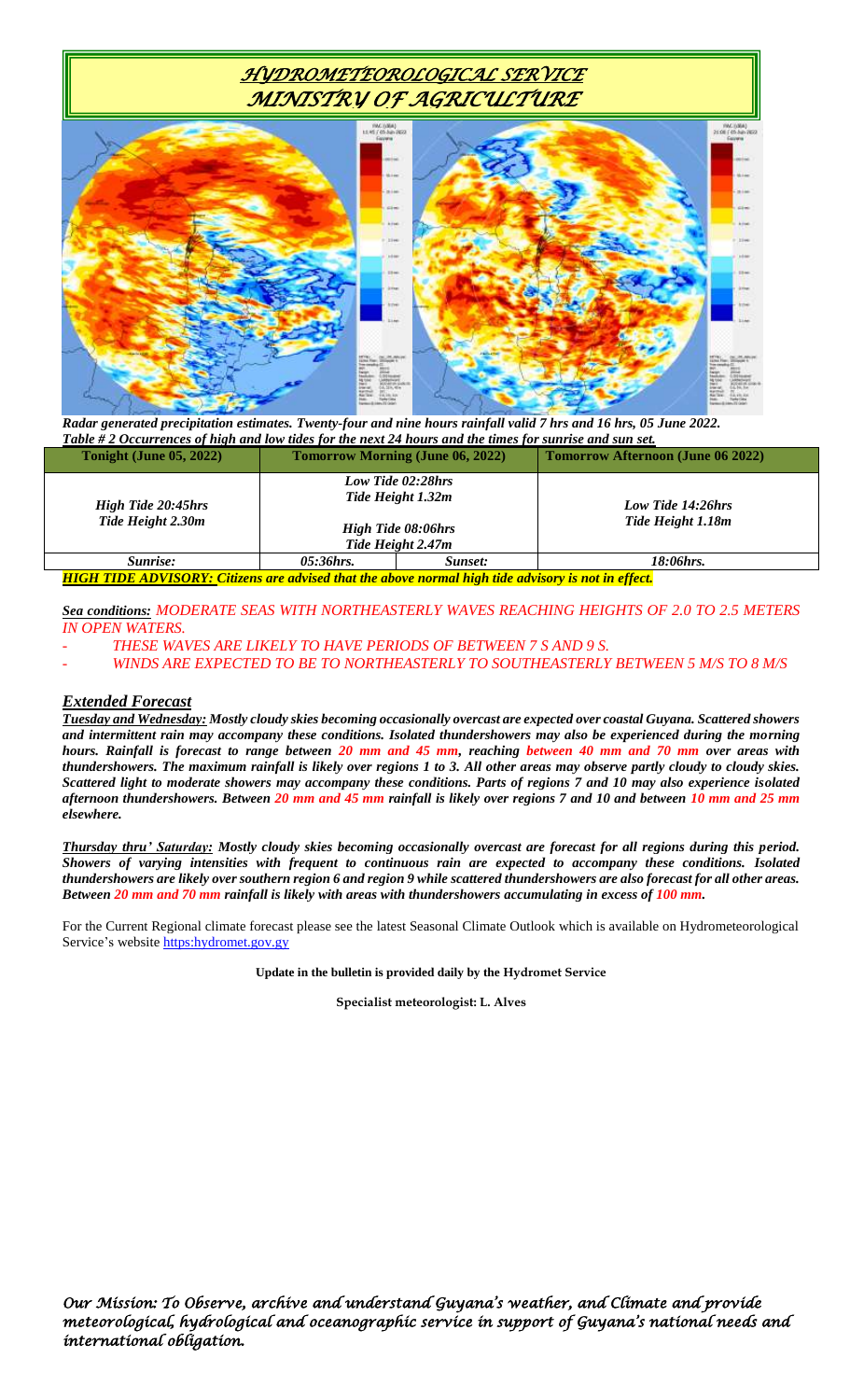# *HYDROMETEOROLOGICAL SERVICE*
# *MINISTRY OF AGRICULTURE*

***Radar generated precipitation estimates. Twenty-four and nine hours rainfall valid 7 hrs and 16 hrs, 05 June 2022.***

***Table # 2 Occurrences of high and low tides for the next 24 hours and the times for sunrise and sun set.***

| Tonight (June 05, 2022) | Tomorrow Morning (June 06, 2022) | | Tomorrow Afternoon (June 06 2022) |
|---|---|---|---|
| *High Tide 20:45hrs* *Tide Height 2.30m* | *Low Tide 02:28hrs* *Tide Height 1.32m* *High Tide 08:06hrs* *Tide Height 2.47m* | | *Low Tide 14:26hrs* *Tide Height 1.18m* |
| *Sunrise:* | *05:36hrs.* | *Sunset:* | *18:06hrs.* |

***HIGH TIDE ADVISORY:** Citizens are advised that the above normal high tide advisory is not in effect.*

***Sea conditions:*** *MODERATE SEAS WITH NORTHEASTERLY WAVES REACHING HEIGHTS OF 2.0 TO 2.5 METERS IN OPEN WATERS.*

- *THESE WAVES ARE LIKELY TO HAVE PERIODS OF BETWEEN 7 S AND 9 S.*
- *WINDS ARE EXPECTED TO BE TO NORTHEASTERLY TO SOUTHEASTERLY BETWEEN 5 M/S TO 8 M/S*

## *Extended Forecast*

***Tuesday and Wednesday:** Mostly cloudy skies becoming occasionally overcast are expected over coastal Guyana. Scattered showers and intermittent rain may accompany these conditions. Isolated thundershowers may also be experienced during the morning hours. Rainfall is forecast to range between 20 mm and 45 mm, reaching between 40 mm and 70 mm over areas with thundershowers. The maximum rainfall is likely over regions 1 to 3. All other areas may observe partly cloudy to cloudy skies. Scattered light to moderate showers may accompany these conditions. Parts of regions 7 and 10 may also experience isolated afternoon thundershowers. Between 20 mm and 45 mm rainfall is likely over regions 7 and 10 and between 10 mm and 25 mm elsewhere.*

***Thursday thru' Saturday:** Mostly cloudy skies becoming occasionally overcast are forecast for all regions during this period. Showers of varying intensities with frequent to continuous rain are expected to accompany these conditions. Isolated thundershowers are likely over southern region 6 and region 9 while scattered thundershowers are also forecast for all other areas. Between 20 mm and 70 mm rainfall is likely with areas with thundershowers accumulating in excess of 100 mm.*

For the Current Regional climate forecast please see the latest Seasonal Climate Outlook which is available on Hydrometeorological Service's website https:hydromet.gov.gy

**Update in the bulletin is provided daily by the Hydromet Service**

**Specialist meteorologist: L. Alves**

*Our Mission: To Observe, archive and understand Guyana's weather, and Climate and provide meteorological, hydrological and oceanographic service in support of Guyana's national needs and international obligation.*